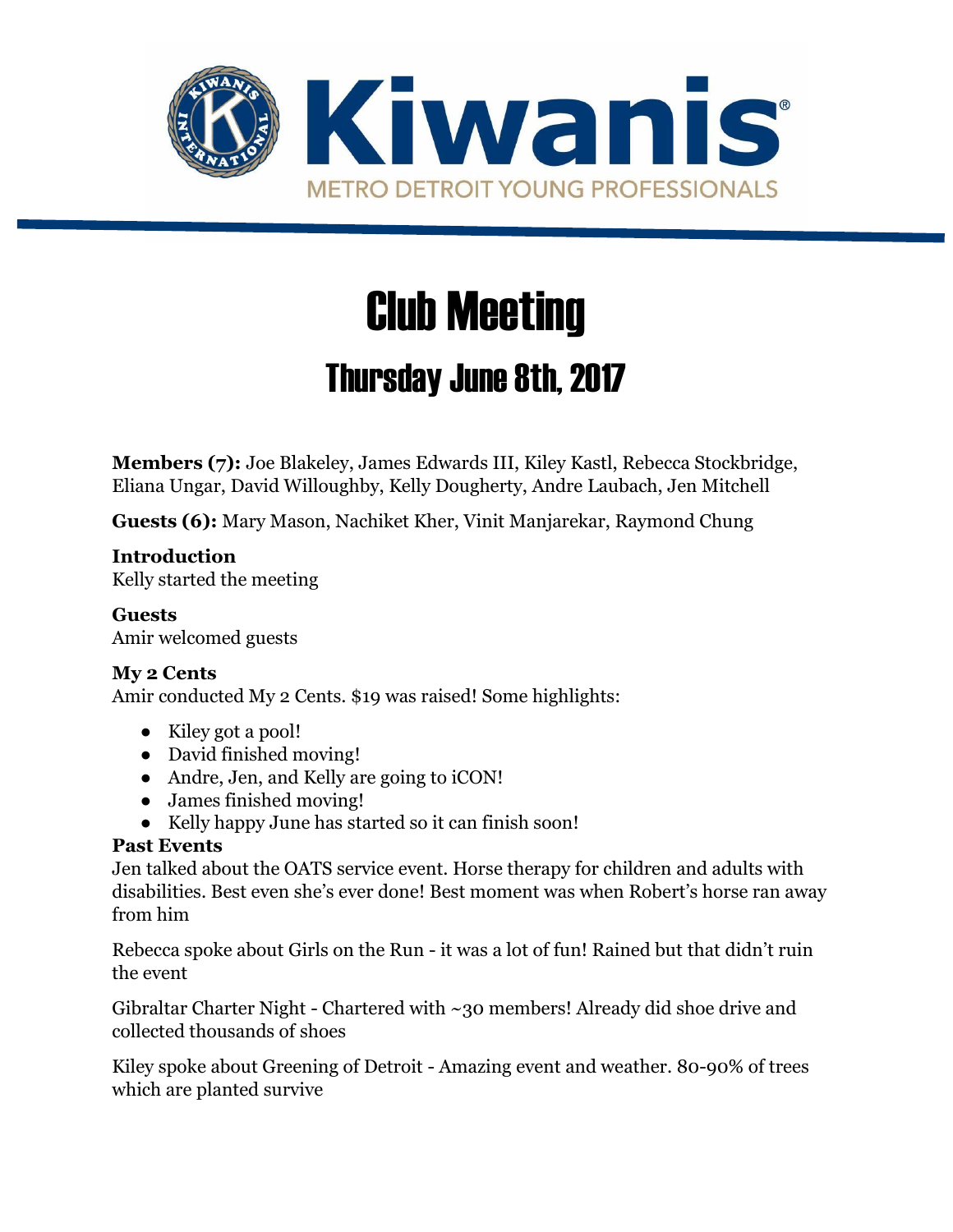Kiwanis

METRO DETROIT YOUNG PROFESSIONALS

# Club Meeting

## Thursday June 8th, 2017

**Members (7):** Joe Blakeley, James Edwards III, Kiley Kastl, Rebecca Stockbridge, Eliana Ungar, David Willoughby, Kelly Dougherty, Andre Laubach, Jen Mitchell

**Guests (6):** Mary Mason, Nachiket Kher, Vinit Manjarekar, Raymond Chung

**Introduction**
Kelly started the meeting

**Guests**
Amir welcomed guests

**My 2 Cents**
Amir conducted My 2 Cents. $19 was raised! Some highlights:

- Kiley got a pool!
- David finished moving!
- Andre, Jen, and Kelly are going to iCON!
- James finished moving!
- Kelly happy June has started so it can finish soon!

**Past Events**
Jen talked about the OATS service event. Horse therapy for children and adults with disabilities. Best even she's ever done! Best moment was when Robert's horse ran away from him

Rebecca spoke about Girls on the Run - it was a lot of fun! Rained but that didn't ruin the event

Gibraltar Charter Night - Chartered with ~30 members! Already did shoe drive and collected thousands of shoes

Kiley spoke about Greening of Detroit - Amazing event and weather. 80-90% of trees which are planted survive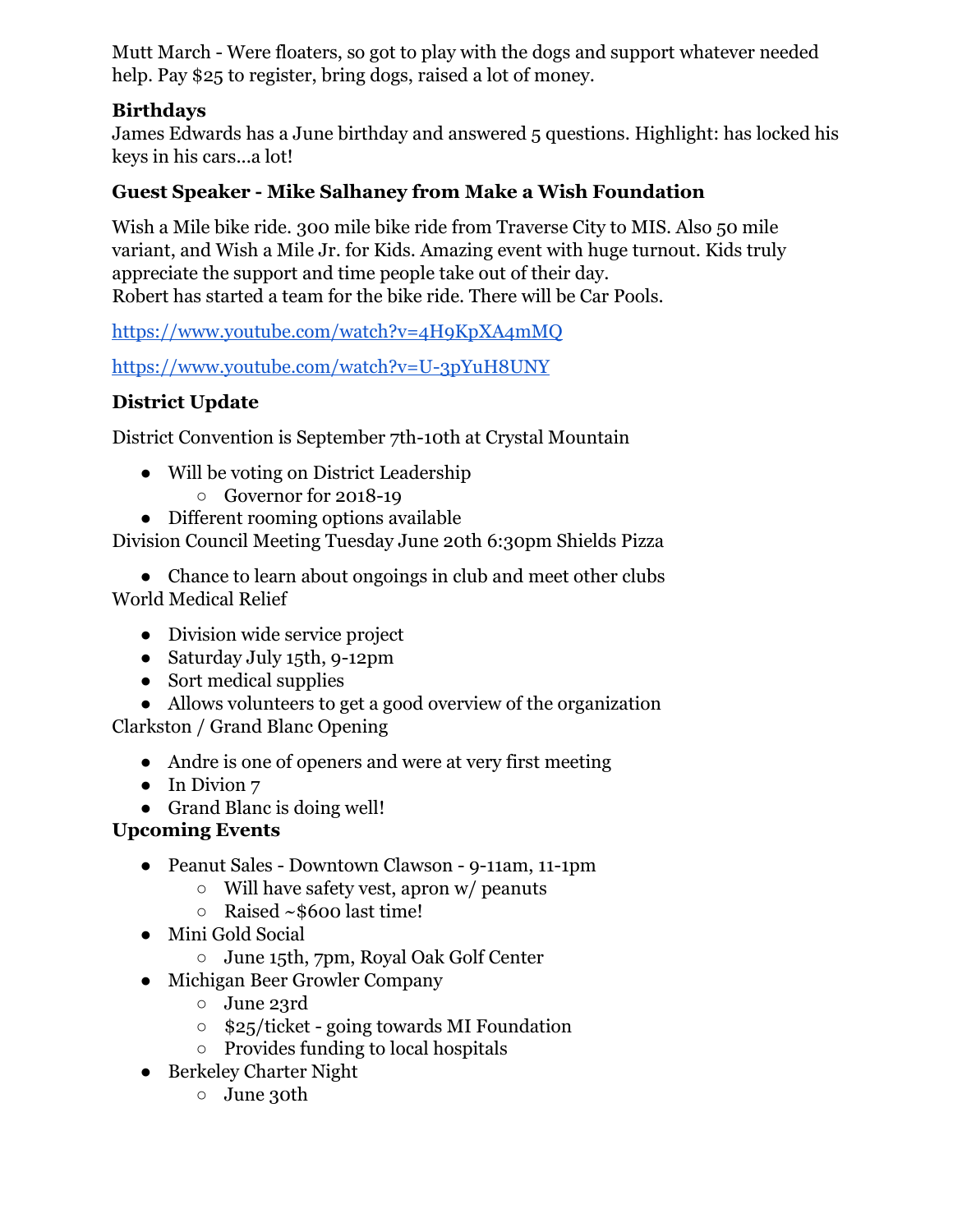Mutt March - Were floaters, so got to play with the dogs and support whatever needed help. Pay $25 to register, bring dogs, raised a lot of money.

**Birthdays**

James Edwards has a June birthday and answered 5 questions. Highlight: has locked his keys in his cars...a lot!

**Guest Speaker - Mike Salhaney from Make a Wish Foundation**

Wish a Mile bike ride. 300 mile bike ride from Traverse City to MIS. Also 50 mile variant, and Wish a Mile Jr. for Kids. Amazing event with huge turnout. Kids truly appreciate the support and time people take out of their day.
Robert has started a team for the bike ride. There will be Car Pools.

https://www.youtube.com/watch?v=4H9KpXA4mMQ

https://www.youtube.com/watch?v=U-3pYuH8UNY

**District Update**

District Convention is September 7th-10th at Crystal Mountain

- Will be voting on District Leadership
  - Governor for 2018-19
- Different rooming options available

Division Council Meeting Tuesday June 20th 6:30pm Shields Pizza

- Chance to learn about ongoings in club and meet other clubs

World Medical Relief

- Division wide service project
- Saturday July 15th, 9-12pm
- Sort medical supplies
- Allows volunteers to get a good overview of the organization

Clarkston / Grand Blanc Opening

- Andre is one of openers and were at very first meeting
- In Divion 7
- Grand Blanc is doing well!

**Upcoming Events**

- Peanut Sales - Downtown Clawson - 9-11am, 11-1pm
  - Will have safety vest, apron w/ peanuts
  - Raised ~$600 last time!
- Mini Gold Social
  - June 15th, 7pm, Royal Oak Golf Center
- Michigan Beer Growler Company
  - June 23rd
  - $25/ticket - going towards MI Foundation
  - Provides funding to local hospitals
- Berkeley Charter Night
  - June 30th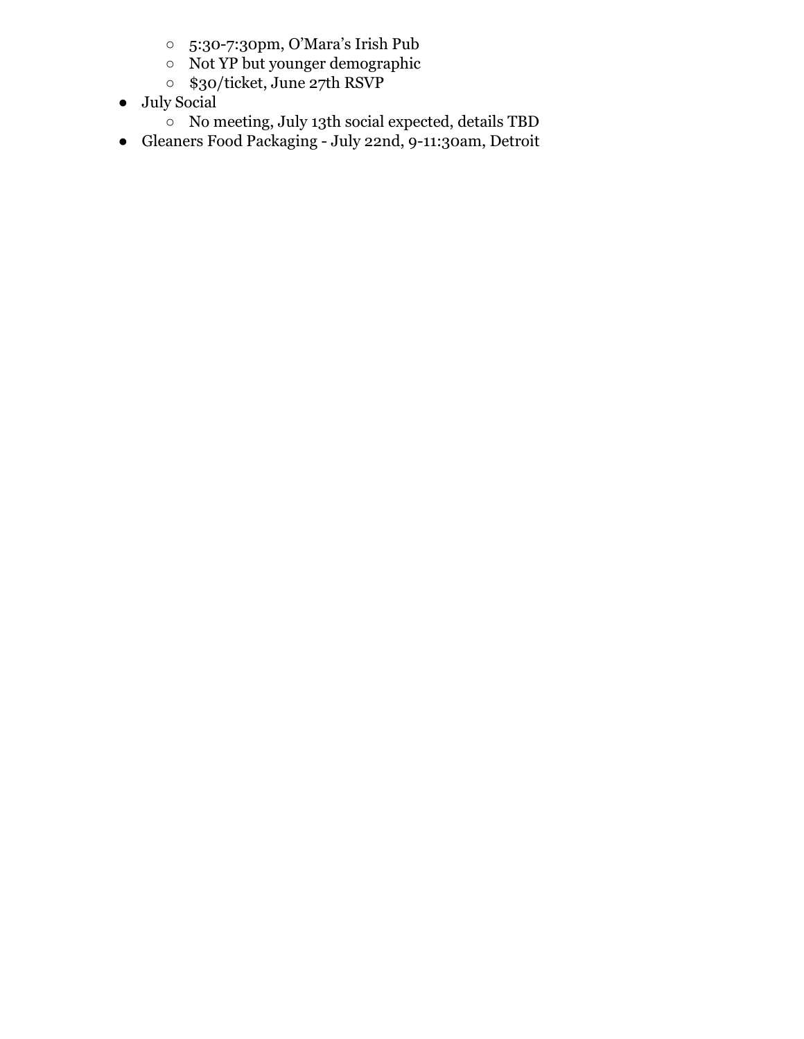- 5:30-7:30pm, O'Mara's Irish Pub
  - Not YP but younger demographic
  - $30/ticket, June 27th RSVP
- July Social
  - No meeting, July 13th social expected, details TBD
- Gleaners Food Packaging - July 22nd, 9-11:30am, Detroit